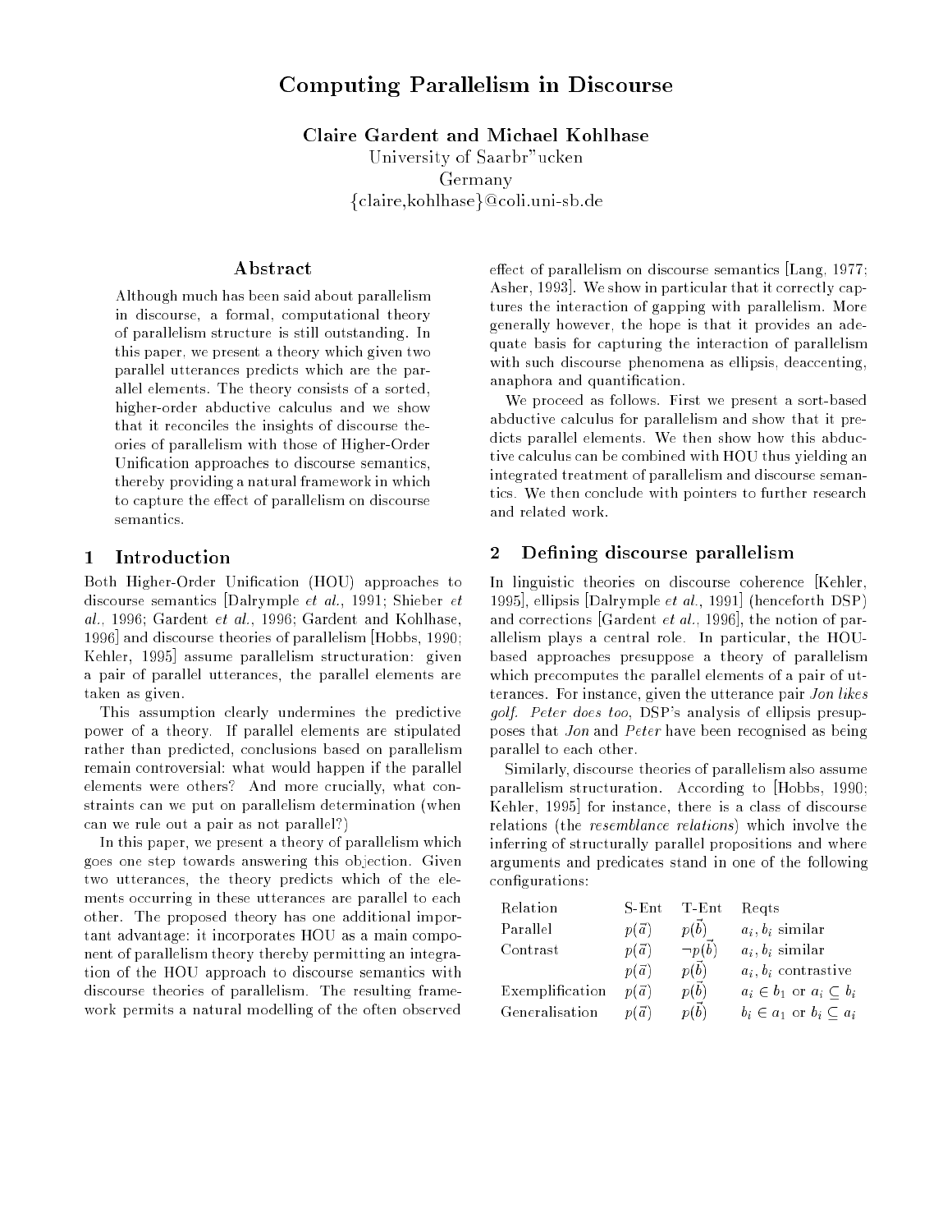# Computing Parallelism in Discourse

**Claire Gardent and Michael Kohlhase**
University of Saarbr"ucken
Germany
{claire,kohlhase}@coli.uni-sb.de

## Abstract

Although much has been said about parallelism in discourse, a formal, computational theory of parallelism structure is still outstanding. In this paper, we present a theory which given two parallel utterances predicts which are the parallel elements. The theory consists of a sorted, higher-order abductive calculus and we show that it reconciles the insights of discourse theories of parallelism with those of Higher-Order Unification approaches to discourse semantics, thereby providing a natural framework in which to capture the effect of parallelism on discourse semantics.

## 1 Introduction

Both Higher-Order Unification (HOU) approaches to discourse semantics [Dalrymple *et al.*, 1991; Shieber *et al.*, 1996; Gardent *et al.*, 1996; Gardent and Kohlhase, 1996] and discourse theories of parallelism [Hobbs, 1990; Kehler, 1995] assume parallelism structuration: given a pair of parallel utterances, the parallel elements are taken as given.

This assumption clearly undermines the predictive power of a theory. If parallel elements are stipulated rather than predicted, conclusions based on parallelism remain controversial: what would happen if the parallel elements were others? And more crucially, what constraints can we put on parallelism determination (when can we rule out a pair as not parallel?)

In this paper, we present a theory of parallelism which goes one step towards answering this objection. Given two utterances, the theory predicts which of the elements occurring in these utterances are parallel to each other. The proposed theory has one additional important advantage: it incorporates HOU as a main component of parallelism theory thereby permitting an integration of the HOU approach to discourse semantics with discourse theories of parallelism. The resulting framework permits a natural modelling of the often observed effect of parallelism on discourse semantics [Lang, 1977; Asher, 1993]. We show in particular that it correctly captures the interaction of gapping with parallelism. More generally however, the hope is that it provides an adequate basis for capturing the interaction of parallelism with such discourse phenomena as ellipsis, deaccenting, anaphora and quantification.

We proceed as follows. First we present a sort-based abductive calculus for parallelism and show that it predicts parallel elements. We then show how this abductive calculus can be combined with HOU thus yielding an integrated treatment of parallelism and discourse semantics. We then conclude with pointers to further research and related work.

## 2 Defining discourse parallelism

In linguistic theories on discourse coherence [Kehler, 1995], ellipsis [Dalrymple *et al.*, 1991] (henceforth DSP) and corrections [Gardent *et al.*, 1996], the notion of parallelism plays a central role. In particular, the HOU-based approaches presuppose a theory of parallelism which precomputes the parallel elements of a pair of utterances. For instance, given the utterance pair *Jon likes golf. Peter does too*, DSP's analysis of ellipsis presupposes that *Jon* and *Peter* have been recognised as being parallel to each other.

Similarly, discourse theories of parallelism also assume parallelism structuration. According to [Hobbs, 1990; Kehler, 1995] for instance, there is a class of discourse relations (the *resemblance relations*) which involve the inferring of structurally parallel propositions and where arguments and predicates stand in one of the following configurations:

| Relation | S-Ent | T-Ent | Reqts |
|---|---|---|---|
| Parallel | $p(\vec{a})$ | $p(\vec{b})$ | $a_i, b_i$ similar |
| Contrast | $p(\vec{a})$ | $\neg p(\vec{b})$ | $a_i, b_i$ similar |
| | $p(\vec{a})$ | $p(\vec{b})$ | $a_i, b_i$ contrastive |
| Exemplification | $p(\vec{a})$ | $p(\vec{b})$ | $a_i \in b_1$ or $a_i \subseteq b_i$ |
| Generalisation | $p(\vec{a})$ | $p(\vec{b})$ | $b_i \in a_1$ or $b_i \subseteq a_i$ |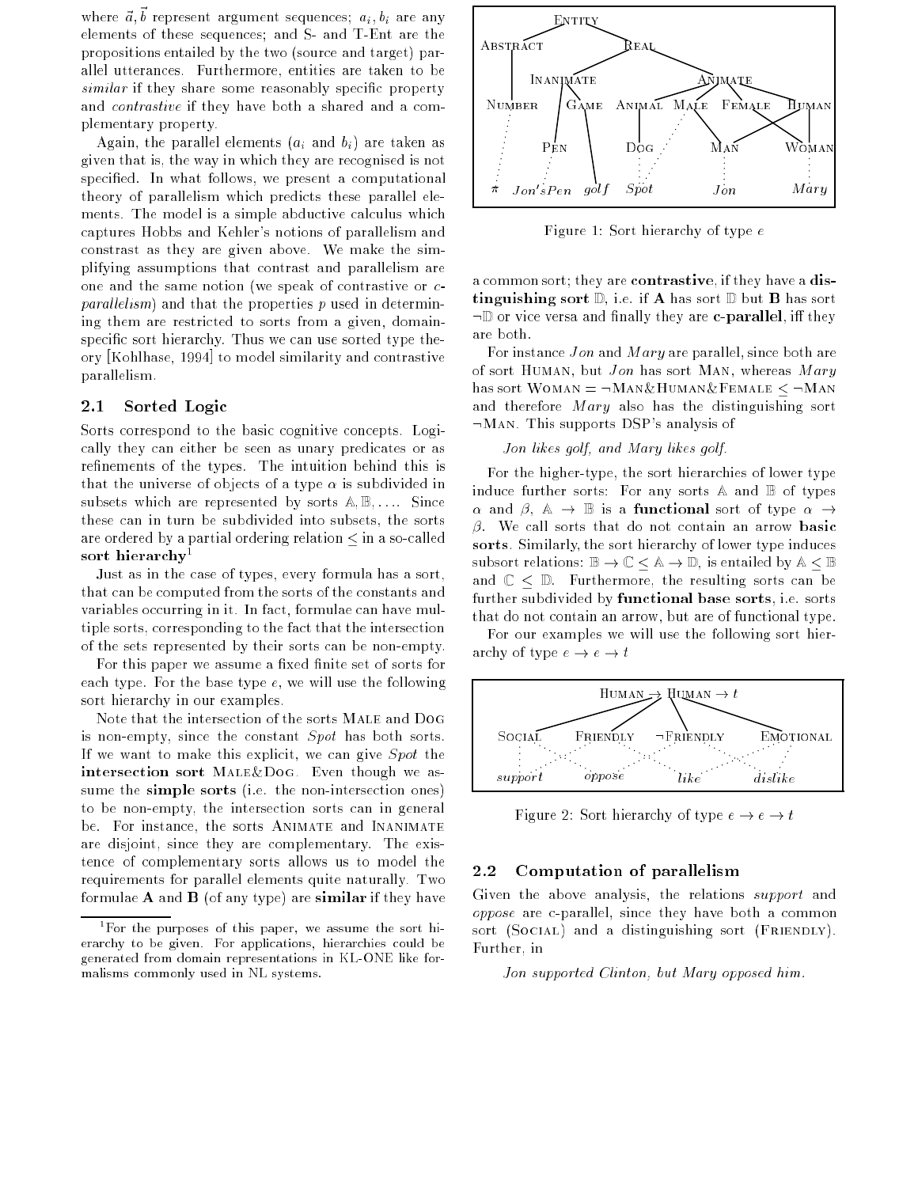where $\vec{a}, \vec{b}$ represent argument sequences; $a_i, b_i$ are any elements of these sequences; and S- and T-Ent are the propositions entailed by the two (source and target) parallel utterances. Furthermore, entities are taken to be *similar* if they share some reasonably specific property and *contrastive* if they have both a shared and a complementary property.

Again, the parallel elements ($a_i$ and $b_i$) are taken as given that is, the way in which they are recognised is not specified. In what follows, we present a computational theory of parallelism which predicts these parallel elements. The model is a simple abductive calculus which captures Hobbs and Kehler's notions of parallelism and constrast as they are given above. We make the simplifying assumptions that contrast and parallelism are one and the same notion (we speak of contrastive or *c-parallelism*) and that the properties $p$ used in determining them are restricted to sorts from a given, domain-specific sort hierarchy. Thus we can use sorted type theory [Kohlhase, 1994] to model similarity and contrastive parallelism.

## 2.1 Sorted Logic

Sorts correspond to the basic cognitive concepts. Logically they can either be seen as unary predicates or as refinements of the types. The intuition behind this is that the universe of objects of a type $\alpha$ is subdivided in subsets which are represented by sorts $\mathbb{A}, \mathbb{B}, \ldots$. Since these can in turn be subdivided into subsets, the sorts are ordered by a partial ordering relation $\leq$ in a so-called **sort hierarchy**[1]

Just as in the case of types, every formula has a sort, that can be computed from the sorts of the constants and variables occurring in it. In fact, formulae can have multiple sorts, corresponding to the fact that the intersection of the sets represented by their sorts can be non-empty.

For this paper we assume a fixed finite set of sorts for each type. For the base type $e$, we will use the following sort hierarchy in our examples.

Figure 1: Sort hierarchy of type $e$

Note that the intersection of the sorts MALE and DOG is non-empty, since the constant *Spot* has both sorts. If we want to make this explicit, we can give *Spot* the **intersection sort** MALE&DOG. Even though we assume the **simple sorts** (i.e. the non-intersection ones) to be non-empty, the intersection sorts can in general be. For instance, the sorts ANIMATE and INANIMATE are disjoint, since they are complementary. The existence of complementary sorts allows us to model the requirements for parallel elements quite naturally. Two formulae **A** and **B** (of any type) are **similar** if they have a common sort; they are **contrastive**, if they have a **distinguishing sort** $\mathbb{D}$, i.e. if **A** has sort $\mathbb{D}$ but **B** has sort $\neg\mathbb{D}$ or vice versa and finally they are **c-parallel**, iff they are both.

For instance *Jon* and *Mary* are parallel, since both are of sort HUMAN, but *Jon* has sort MAN, whereas *Mary* has sort WOMAN $=$ $\neg$MAN&HUMAN&FEMALE $\leq$ $\neg$MAN and therefore *Mary* also has the distinguishing sort $\neg$MAN. This supports DSP's analysis of

*Jon likes golf, and Mary likes golf.*

For the higher-type, the sort hierarchies of lower type induce further sorts: For any sorts $\mathbb{A}$ and $\mathbb{B}$ of types $\alpha$ and $\beta$, $\mathbb{A} \rightarrow \mathbb{B}$ is a **functional** sort of type $\alpha \rightarrow \beta$. We call sorts that do not contain an arrow **basic sorts**. Similarly, the sort hierarchy of lower type induces subsort relations: $\mathbb{B} \rightarrow \mathbb{C} \leq \mathbb{A} \rightarrow \mathbb{D}$, is entailed by $\mathbb{A} \leq \mathbb{B}$ and $\mathbb{C} \leq \mathbb{D}$. Furthermore, the resulting sorts can be further subdivided by **functional base sorts**, i.e. sorts that do not contain an arrow, but are of functional type.

For our examples we will use the following sort hierarchy of type $e \rightarrow e \rightarrow t$

Figure 2: Sort hierarchy of type $e \rightarrow e \rightarrow t$

## 2.2 Computation of parallelism

Given the above analysis, the relations *support* and *oppose* are c-parallel, since they have both a common sort (SOCIAL) and a distinguishing sort (FRIENDLY). Further, in

*Jon supported Clinton, but Mary opposed him.*

[1] For the purposes of this paper, we assume the sort hierarchy to be given. For applications, hierarchies could be generated from domain representations in KL-ONE like formalisms commonly used in NL systems.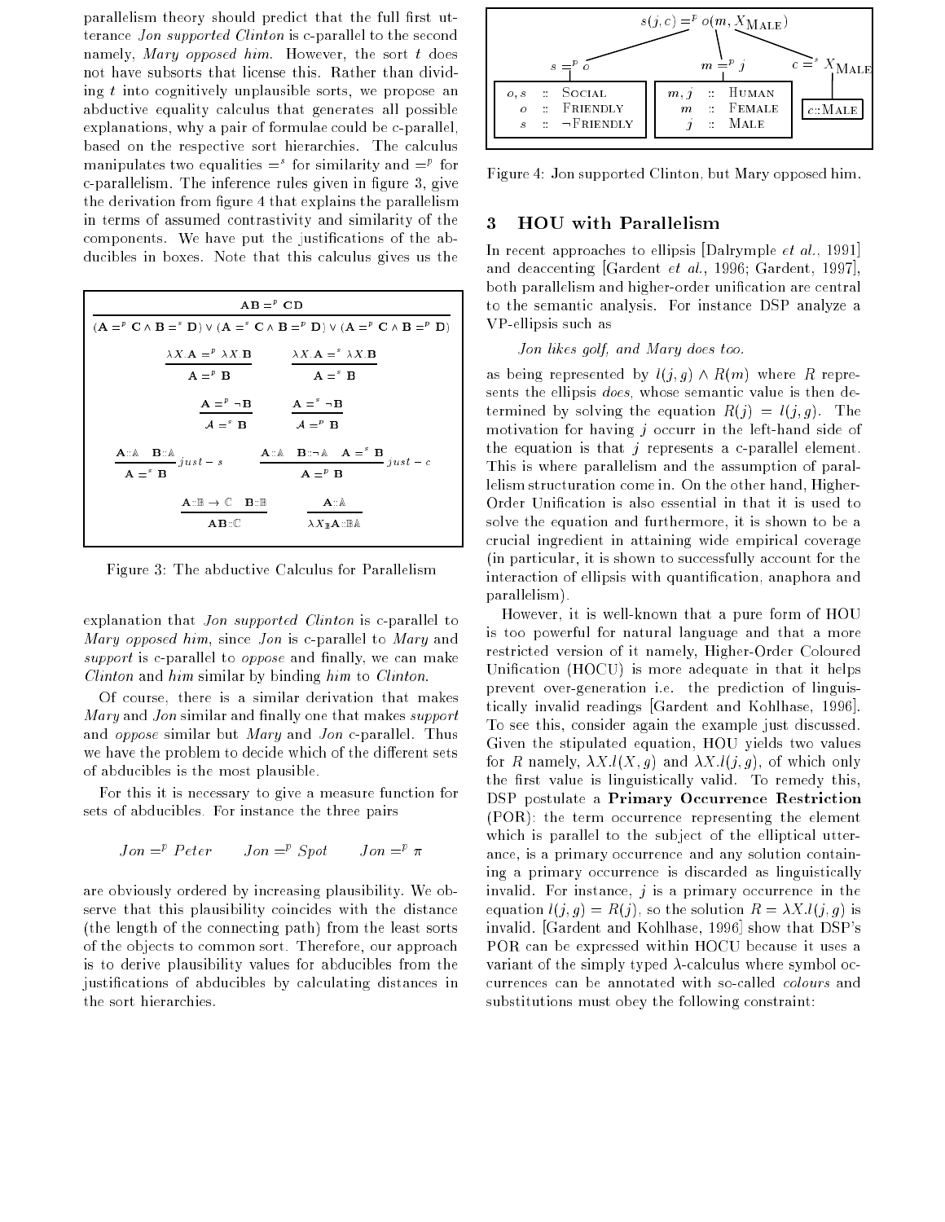parallelism theory should predict that the full first utterance *Jon supported Clinton* is c-parallel to the second namely, *Mary opposed him*. However, the sort $t$ does not have subsorts that license this. Rather than dividing $t$ into cognitively unplausible sorts, we propose an abductive equality calculus that generates all possible explanations, why a pair of formulae could be c-parallel, based on the respective sort hierarchies. The calculus manipulates two equalities $=^s$ for similarity and $=^p$ for c-parallelism. The inference rules given in figure 3, give the derivation from figure 4 that explains the parallelism in terms of assumed contrastivity and similarity of the components. We have put the justifications of the abducibles in boxes. Note that this calculus gives us the

$$\frac{\mathbf{AB} =^p \mathbf{CD}}{(\mathbf{A} =^p \mathbf{C} \wedge \mathbf{B} =^s \mathbf{D}) \vee (\mathbf{A} =^s \mathbf{C} \wedge \mathbf{B} =^p \mathbf{D}) \vee (\mathbf{A} =^p \mathbf{C} \wedge \mathbf{B} =^p \mathbf{D})}$$

$$\frac{\lambda X.\mathbf{A} =^p \lambda X.\mathbf{B}}{\mathbf{A} =^p \mathbf{B}} \qquad \frac{\lambda X.\mathbf{A} =^s \lambda X.\mathbf{B}}{\mathbf{A} =^s \mathbf{B}}$$

$$\frac{\mathbf{A} =^p \neg\mathbf{B}}{\mathcal{A} =^s \mathbf{B}} \qquad \frac{\mathbf{A} =^s \neg\mathbf{B}}{\mathcal{A} =^p \mathbf{B}}$$

$$\frac{\mathbf{A}::\mathbb{A} \quad \mathbf{B}::\mathbb{A}}{\mathbf{A} =^s \mathbf{B}}just-s \qquad \frac{\mathbf{A}::\mathbb{A} \quad \mathbf{B}::\neg\mathbb{A} \quad \mathbf{A} =^s \mathbf{B}}{\mathbf{A} =^p \mathbf{B}}just-c$$

$$\frac{\mathbf{A}::\mathbb{B} \rightarrow \mathbb{C} \quad \mathbf{B}::\mathbb{B}}{\mathbf{AB}::\mathbb{C}} \qquad \frac{\mathbf{A}::\mathbb{A}}{\lambda X_{\mathbb{B}}\mathbf{A}::\mathbb{B}\mathbb{A}}$$

Figure 3: The abductive Calculus for Parallelism

explanation that *Jon supported Clinton* is c-parallel to *Mary opposed him*, since *Jon* is c-parallel to *Mary* and *support* is c-parallel to *oppose* and finally, we can make *Clinton* and *him* similar by binding *him* to *Clinton*.

Of course, there is a similar derivation that makes *Mary* and *Jon* similar and finally one that makes *support* and *oppose* similar but *Mary* and *Jon* c-parallel. Thus we have the problem to decide which of the different sets of abducibles is the most plausible.

For this it is necessary to give a measure function for sets of abducibles. For instance the three pairs

$$Jon =^p Peter \qquad Jon =^p Spot \qquad Jon =^p \pi$$

are obviously ordered by increasing plausibility. We observe that this plausibility coincides with the distance (the length of the connecting path) from the least sorts of the objects to common sort. Therefore, our approach is to derive plausibility values for abducibles from the justifications of abducibles by calculating distances in the sort hierarchies.

$s(j,c) =^p o(m, X_{\text{MALE}})$

$s =^p o$ | $m =^p j$ | $c =^s X_{\text{MALE}}$

| | | |
|---|---|---|
| $o, s$ | :: | SOCIAL |
| $o$ | :: | FRIENDLY |
| $s$ | :: | ¬FRIENDLY |

| | | |
|---|---|---|
| $m, j$ | :: | HUMAN |
| $m$ | :: | FEMALE |
| $j$ | :: | MALE |

$c$::MALE

Figure 4: Jon supported Clinton, but Mary opposed him.

## 3 HOU with Parallelism

In recent approaches to ellipsis [Dalrymple *et al.*, 1991] and deaccenting [Gardent *et al.*, 1996; Gardent, 1997], both parallelism and higher-order unification are central to the semantic analysis. For instance DSP analyze a VP-ellipsis such as

*Jon likes golf, and Mary does too.*

as being represented by $l(j,g) \wedge R(m)$ where $R$ represents the ellipsis *does*, whose semantic value is then determined by solving the equation $R(j) = l(j,g)$. The motivation for having $j$ occurr in the left-hand side of the equation is that $j$ represents a c-parallel element. This is where parallelism and the assumption of parallelism structuration come in. On the other hand, Higher-Order Unification is also essential in that it is used to solve the equation and furthermore, it is shown to be a crucial ingredient in attaining wide empirical coverage (in particular, it is shown to successfully account for the interaction of ellipsis with quantification, anaphora and parallelism).

However, it is well-known that a pure form of HOU is too powerful for natural language and that a more restricted version of it namely, Higher-Order Coloured Unification (HOCU) is more adequate in that it helps prevent over-generation i.e. the prediction of linguistically invalid readings [Gardent and Kohlhase, 1996]. To see this, consider again the example just discussed. Given the stipulated equation, HOU yields two values for $R$ namely, $\lambda X.l(X,g)$ and $\lambda X.l(j,g)$, of which only the first value is linguistically valid. To remedy this, DSP postulate a **Primary Occurrence Restriction** (POR): the term occurrence representing the element which is parallel to the subject of the elliptical utterance, is a primary occurrence and any solution containing a primary occurrence is discarded as linguistically invalid. For instance, $j$ is a primary occurrence in the equation $l(j,g) = R(j)$, so the solution $R = \lambda X.l(j,g)$ is invalid. [Gardent and Kohlhase, 1996] show that DSP's POR can be expressed within HOCU because it uses a variant of the simply typed $\lambda$-calculus where symbol occurrences can be annotated with so-called *colours* and substitutions must obey the following constraint: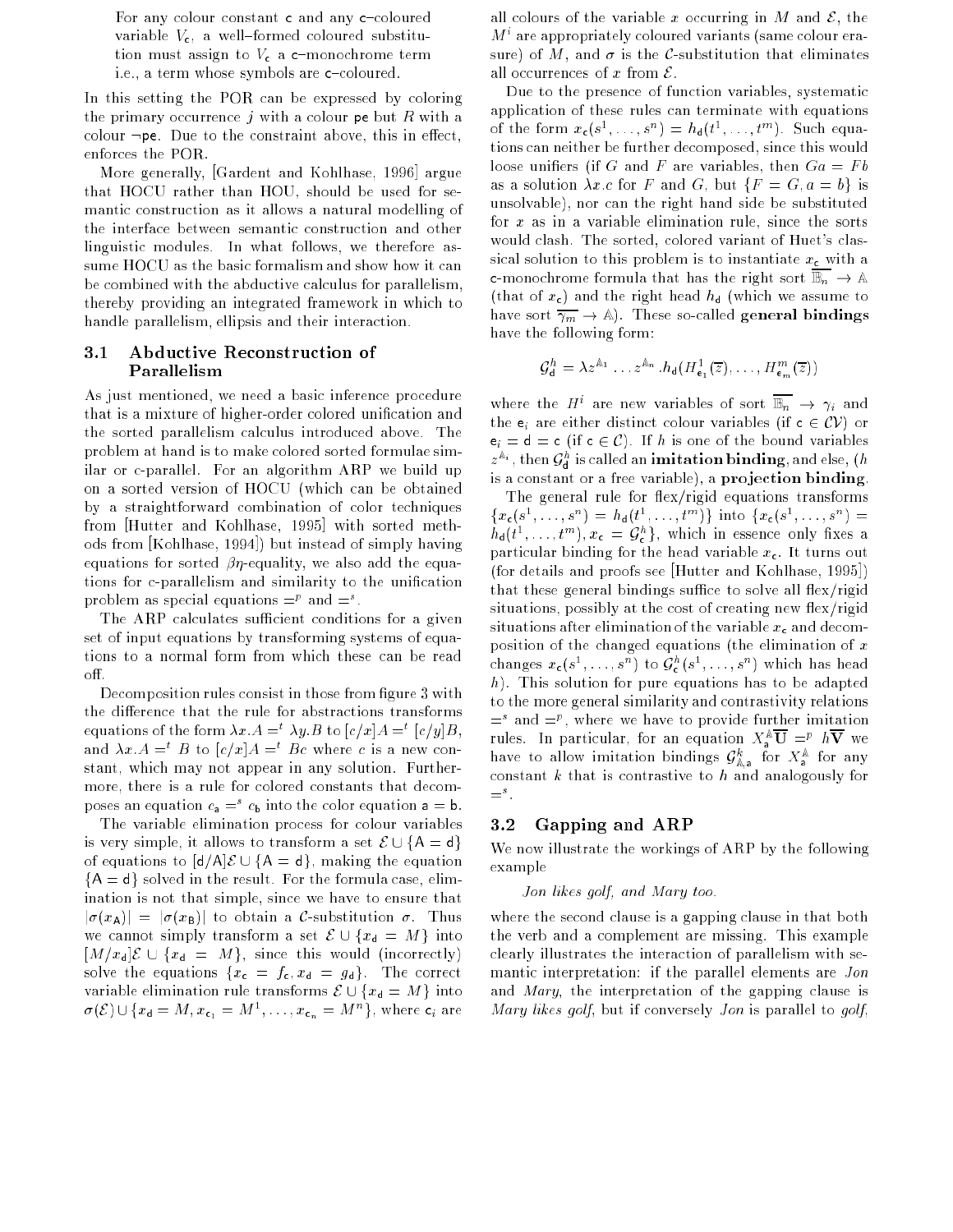For any colour constant $\mathsf{c}$ and any $\mathsf{c}$–coloured variable $V_{\mathsf{c}}$, a well–formed coloured substitution must assign to $V_{\mathsf{c}}$ a $\mathsf{c}$–monochrome term i.e., a term whose symbols are $\mathsf{c}$–coloured.

In this setting the POR can be expressed by coloring the primary occurrence $j$ with a colour $\mathsf{pe}$ but $R$ with a colour $\neg\mathsf{pe}$. Due to the constraint above, this in effect, enforces the POR.

More generally, [Gardent and Kohlhase, 1996] argue that HOCU rather than HOU, should be used for semantic construction as it allows a natural modelling of the interface between semantic construction and other linguistic modules. In what follows, we therefore assume HOCU as the basic formalism and show how it can be combined with the abductive calculus for parallelism, thereby providing an integrated framework in which to handle parallelism, ellipsis and their interaction.

### 3.1 Abductive Reconstruction of Parallelism

As just mentioned, we need a basic inference procedure that is a mixture of higher-order colored unification and the sorted parallelism calculus introduced above. The problem at hand is to make colored sorted formulae similar or c-parallel. For an algorithm ARP we build up on a sorted version of HOCU (which can be obtained by a straightforward combination of color techniques from [Hutter and Kohlhase, 1995] with sorted methods from [Kohlhase, 1994]) but instead of simply having equations for sorted $\beta\eta$-equality, we also add the equations for c-parallelism and similarity to the unification problem as special equations $=^p$ and $=^s$.

The ARP calculates sufficient conditions for a given set of input equations by transforming systems of equations to a normal form from which these can be read off.

Decomposition rules consist in those from figure 3 with the difference that the rule for abstractions transforms equations of the form $\lambda x.A =^t \lambda y.B$ to $[c/x]A =^t [c/y]B$, and $\lambda x.A =^t B$ to $[c/x]A =^t Bc$ where $c$ is a new constant, which may not appear in any solution. Furthermore, there is a rule for colored constants that decomposes an equation $c_{\mathsf{a}} =^s c_{\mathsf{b}}$ into the color equation $\mathsf{a} = \mathsf{b}$.

The variable elimination process for colour variables is very simple, it allows to transform a set $\mathcal{E} \cup \{\mathsf{A} = \mathsf{d}\}$ of equations to $[\mathsf{d}/\mathsf{A}]\mathcal{E} \cup \{\mathsf{A} = \mathsf{d}\}$, making the equation $\{\mathsf{A} = \mathsf{d}\}$ solved in the result. For the formula case, elimination is not that simple, since we have to ensure that $|\sigma(x_{\mathsf{A}})| = |\sigma(x_{\mathsf{B}})|$ to obtain a $\mathcal{C}$-substitution $\sigma$. Thus we cannot simply transform a set $\mathcal{E} \cup \{x_{\mathsf{d}} = M\}$ into $[M/x_{\mathsf{d}}]\mathcal{E} \cup \{x_{\mathsf{d}} = M\}$, since this would (incorrectly) solve the equations $\{x_{\mathsf{c}} = f_{\mathsf{c}}, x_{\mathsf{d}} = g_{\mathsf{d}}\}$. The correct variable elimination rule transforms $\mathcal{E} \cup \{x_{\mathsf{d}} = M\}$ into $\sigma(\mathcal{E}) \cup \{x_{\mathsf{d}} = M, x_{\mathsf{c}_1} = M^1, \ldots, x_{\mathsf{c}_n} = M^n\}$, where $\mathsf{c}_i$ are all colours of the variable $x$ occurring in $M$ and $\mathcal{E}$, the $M^i$ are appropriately coloured variants (same colour erasure) of $M$, and $\sigma$ is the $\mathcal{C}$-substitution that eliminates all occurrences of $x$ from $\mathcal{E}$.

Due to the presence of function variables, systematic application of these rules can terminate with equations of the form $x_{\mathsf{c}}(s^1, \ldots, s^n) = h_{\mathsf{d}}(t^1, \ldots, t^m)$. Such equations can neither be further decomposed, since this would loose unifiers (if $G$ and $F$ are variables, then $Ga = Fb$ as a solution $\lambda x.c$ for $F$ and $G$, but $\{F = G, a = b\}$ is unsolvable), nor can the right hand side be substituted for $x$ as in a variable elimination rule, since the sorts would clash. The sorted, colored variant of Huet's classical solution to this problem is to instantiate $x_{\mathsf{c}}$ with a $\mathsf{c}$-monochrome formula that has the right sort $\overline{\mathbb{B}_n} \to \mathbb{A}$ (that of $x_{\mathsf{c}}$) and the right head $h_{\mathsf{d}}$ (which we assume to have sort $\overline{\gamma_m} \to \mathbb{A}$). These so-called **general bindings** have the following form:

$$\mathcal{G}^h_{\mathsf{d}} = \lambda z^{\mathbb{A}_1} \ldots z^{\mathbb{A}_n}.h_{\mathsf{d}}(H^1_{\mathsf{e}_1}(\overline{z}), \ldots, H^m_{\mathsf{e}_m}(\overline{z}))$$

where the $H^i$ are new variables of sort $\overline{\mathbb{B}_n} \to \gamma_i$ and the $\mathsf{e}_i$ are either distinct colour variables (if $\mathsf{c} \in \mathcal{CV}$) or $\mathsf{e}_i = \mathsf{d} = \mathsf{c}$ (if $\mathsf{c} \in \mathcal{C}$). If $h$ is one of the bound variables $z^{\mathbb{A}_i}$, then $\mathcal{G}^h_{\mathsf{d}}$ is called an **imitation binding**, and else, ($h$ is a constant or a free variable), a **projection binding**.

The general rule for flex/rigid equations transforms $\{x_{\mathsf{c}}(s^1, \ldots, s^n) = h_{\mathsf{d}}(t^1, \ldots, t^m)\}$ into $\{x_{\mathsf{c}}(s^1, \ldots, s^n) = h_{\mathsf{d}}(t^1, \ldots, t^m), x_{\mathsf{c}} = \mathcal{G}^h_{\mathsf{c}}\}$, which in essence only fixes a particular binding for the head variable $x_{\mathsf{c}}$. It turns out (for details and proofs see [Hutter and Kohlhase, 1995]) that these general bindings suffice to solve all flex/rigid situations, possibly at the cost of creating new flex/rigid situations after elimination of the variable $x_{\mathsf{c}}$ and decomposition of the changed equations (the elimination of $x$ changes $x_{\mathsf{c}}(s^1, \ldots, s^n)$ to $\mathcal{G}^h_{\mathsf{c}}(s^1, \ldots, s^n)$ which has head $h$). This solution for pure equations has to be adapted to the more general similarity and contrastivity relations $=^s$ and $=^p$, where we have to provide further imitation rules. In particular, for an equation $X^{\mathbb{A}}_{\mathsf{a}}\overline{\mathbf{U}} =^p h\overline{\mathbf{V}}$ we have to allow imitation bindings $\mathcal{G}^k_{\mathbb{A},\mathsf{a}}$ for $X^{\mathbb{A}}_{\mathsf{a}}$ for any constant $k$ that is contrastive to $h$ and analogously for $=^s$.

### 3.2 Gapping and ARP

We now illustrate the workings of ARP by the following example

*Jon likes golf, and Mary too.*

where the second clause is a gapping clause in that both the verb and a complement are missing. This example clearly illustrates the interaction of parallelism with semantic interpretation: if the parallel elements are *Jon* and *Mary*, the interpretation of the gapping clause is *Mary likes golf*, but if conversely *Jon* is parallel to *golf*,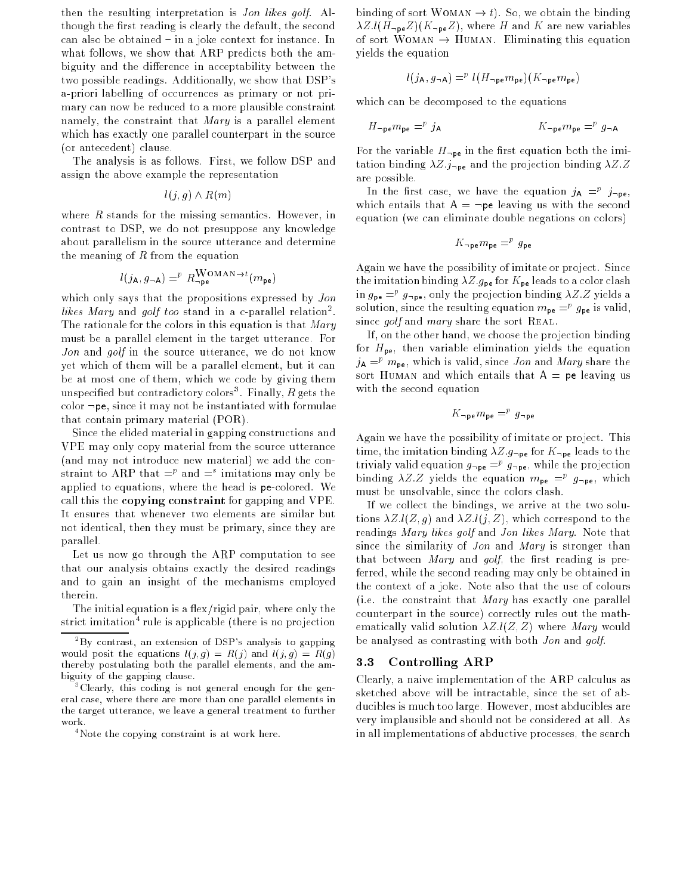then the resulting interpretation is *Jon likes golf*. Although the first reading is clearly the default, the second can also be obtained – in a joke context for instance. In what follows, we show that ARP predicts both the ambiguity and the difference in acceptability between the two possible readings. Additionally, we show that DSP's a-priori labelling of occurrences as primary or not primary can now be reduced to a more plausible constraint namely, the constraint that *Mary* is a parallel element which has exactly one parallel counterpart in the source (or antecedent) clause.

The analysis is as follows. First, we follow DSP and assign the above example the representation

$$l(j, g) \wedge R(m)$$

where $R$ stands for the missing semantics. However, in contrast to DSP, we do not presuppose any knowledge about parallelism in the source utterance and determine the meaning of $R$ from the equation

$$l(j_{\mathsf{A}}, g_{\neg\mathsf{A}}) =^p R_{\neg\mathsf{pe}}^{\text{WOMAN}\rightarrow t}(m_{\mathsf{pe}})$$

which only says that the propositions expressed by *Jon likes Mary* and *golf too* stand in a c-parallel relation[2]. The rationale for the colors in this equation is that *Mary* must be a parallel element in the target utterance. For *Jon* and *golf* in the source utterance, we do not know yet which of them will be a parallel element, but it can be at most one of them, which we code by giving them unspecified but contradictory colors[3]. Finally, $R$ gets the color $\neg\mathsf{pe}$, since it may not be instantiated with formulae that contain primary material (POR).

Since the elided material in gapping constructions and VPE may only copy material from the source utterance (and may not introduce new material) we add the constraint to ARP that $=^p$ and $=^s$ imitations may only be applied to equations, where the head is $\mathsf{pe}$-colored. We call this the **copying constraint** for gapping and VPE. It ensures that whenever two elements are similar but not identical, then they must be primary, since they are parallel.

Let us now go through the ARP computation to see that our analysis obtains exactly the desired readings and to gain an insight of the mechanisms employed therein.

The initial equation is a flex/rigid pair, where only the strict imitation[4] rule is applicable (there is no projection binding of sort $\text{WOMAN} \rightarrow t$). So, we obtain the binding $\lambda Z.l(H_{\neg\mathsf{pe}}Z)(K_{\neg\mathsf{pe}}Z)$, where $H$ and $K$ are new variables of sort $\text{WOMAN} \rightarrow \text{HUMAN}$. Eliminating this equation yields the equation

$$l(j_{\mathsf{A}}, g_{\neg\mathsf{A}}) =^p l(H_{\neg\mathsf{pe}}m_{\mathsf{pe}})(K_{\neg\mathsf{pe}}m_{\mathsf{pe}})$$

which can be decomposed to the equations

$$H_{\neg\mathsf{pe}}m_{\mathsf{pe}} =^p j_{\mathsf{A}} \qquad\qquad K_{\neg\mathsf{pe}}m_{\mathsf{pe}} =^p g_{\neg\mathsf{A}}$$

For the variable $H_{\neg\mathsf{pe}}$ in the first equation both the imitation binding $\lambda Z.j_{\neg\mathsf{pe}}$ and the projection binding $\lambda Z.Z$ are possible.

In the first case, we have the equation $j_{\mathsf{A}} =^p j_{\neg\mathsf{pe}}$, which entails that $\mathsf{A} = \neg\mathsf{pe}$ leaving us with the second equation (we can eliminate double negations on colors)

$$K_{\neg\mathsf{pe}}m_{\mathsf{pe}} =^p g_{\mathsf{pe}}$$

Again we have the possibility of imitate or project. Since the imitation binding $\lambda Z.g_{\mathsf{pe}}$ for $K_{\mathsf{pe}}$ leads to a color clash in $g_{\mathsf{pe}} =^p g_{\neg\mathsf{pe}}$, only the projection binding $\lambda Z.Z$ yields a solution, since the resulting equation $m_{\mathsf{pe}} =^p g_{\mathsf{pe}}$ is valid, since *golf* and *mary* share the sort REAL.

If, on the other hand, we choose the projection binding for $H_{\mathsf{pe}}$, then variable elimination yields the equation $j_{\mathsf{A}} =^p m_{\mathsf{pe}}$, which is valid, since *Jon* and *Mary* share the sort HUMAN and which entails that $\mathsf{A} = \mathsf{pe}$ leaving us with the second equation

$$K_{\neg\mathsf{pe}}m_{\mathsf{pe}} =^p g_{\neg\mathsf{pe}}$$

Again we have the possibility of imitate or project. This time, the imitation binding $\lambda Z.g_{\neg\mathsf{pe}}$ for $K_{\neg\mathsf{pe}}$ leads to the trivialy valid equation $g_{\neg\mathsf{pe}} =^p g_{\neg\mathsf{pe}}$, while the projection binding $\lambda Z.Z$ yields the equation $m_{\mathsf{pe}} =^p g_{\neg\mathsf{pe}}$, which must be unsolvable, since the colors clash.

If we collect the bindings, we arrive at the two solutions $\lambda Z.l(Z, g)$ and $\lambda Z.l(j, Z)$, which correspond to the readings *Mary likes golf* and *Jon likes Mary*. Note that since the similarity of *Jon* and *Mary* is stronger than that between *Mary* and *golf*, the first reading is preferred, while the second reading may only be obtained in the context of a joke. Note also that the use of colours (i.e. the constraint that *Mary* has exactly one parallel counterpart in the source) correctly rules out the mathematically valid solution $\lambda Z.l(Z, Z)$ where *Mary* would be analysed as contrasting with both *Jon* and *golf*.

### 3.3 Controlling ARP

Clearly, a naive implementation of the ARP calculus as sketched above will be intractable, since the set of abducibles is much too large. However, most abducibles are very implausible and should not be considered at all. As in all implementations of abductive processes, the search

---

[2] By contrast, an extension of DSP's analysis to gapping would posit the equations $l(j, g) = R(j)$ and $l(j, g) = R(g)$ thereby postulating both the parallel elements, and the ambiguity of the gapping clause.

[3] Clearly, this coding is not general enough for the general case, where there are more than one parallel elements in the target utterance, we leave a general treatment to further work.

[4] Note the copying constraint is at work here.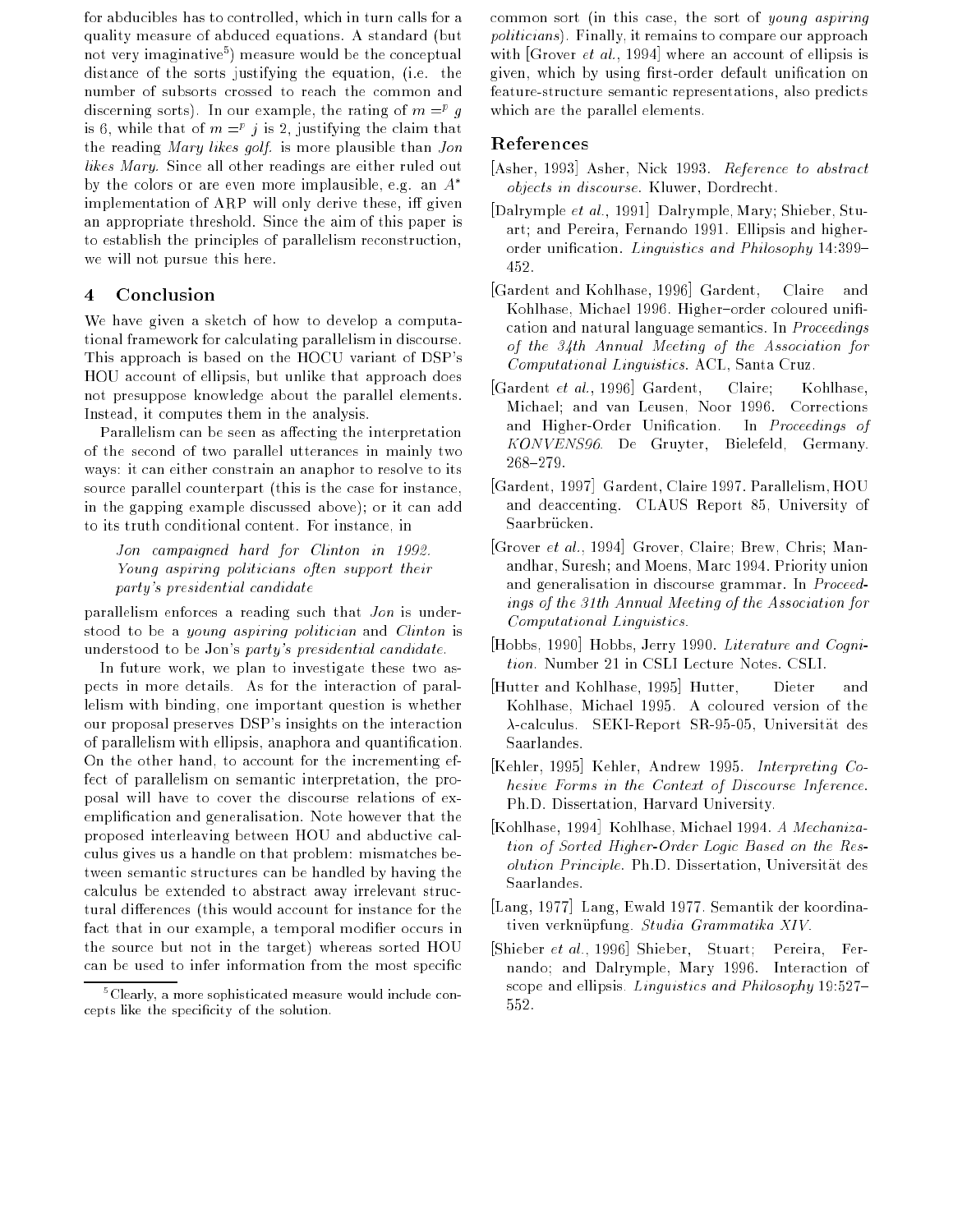for abducibles has to controlled, which in turn calls for a quality measure of abduced equations. A standard (but not very imaginative[5]) measure would be the conceptual distance of the sorts justifying the equation, (i.e. the number of subsorts crossed to reach the common and discerning sorts). In our example, the rating of $m =^p g$ is 6, while that of $m =^p j$ is 2, justifying the claim that the reading *Mary likes golf.* is more plausible than *Jon likes Mary.* Since all other readings are either ruled out by the colors or are even more implausible, e.g. an $A^*$ implementation of ARP will only derive these, iff given an appropriate threshold. Since the aim of this paper is to establish the principles of parallelism reconstruction, we will not pursue this here.

## 4 Conclusion

We have given a sketch of how to develop a computational framework for calculating parallelism in discourse. This approach is based on the HOCU variant of DSP's HOU account of ellipsis, but unlike that approach does not presuppose knowledge about the parallel elements. Instead, it computes them in the analysis.

Parallelism can be seen as affecting the interpretation of the second of two parallel utterances in mainly two ways: it can either constrain an anaphor to resolve to its source parallel counterpart (this is the case for instance, in the gapping example discussed above); or it can add to its truth conditional content. For instance, in

> *Jon campaigned hard for Clinton in 1992. Young aspiring politicians often support their party's presidential candidate*

parallelism enforces a reading such that *Jon* is understood to be a *young aspiring politician* and *Clinton* is understood to be Jon's *party's presidential candidate*.

In future work, we plan to investigate these two aspects in more details. As for the interaction of parallelism with binding, one important question is whether our proposal preserves DSP's insights on the interaction of parallelism with ellipsis, anaphora and quantification. On the other hand, to account for the incrementing effect of parallelism on semantic interpretation, the proposal will have to cover the discourse relations of exemplification and generalisation. Note however that the proposed interleaving between HOU and abductive calculus gives us a handle on that problem: mismatches between semantic structures can be handled by having the calculus be extended to abstract away irrelevant structural differences (this would account for instance for the fact that in our example, a temporal modifier occurs in the source but not in the target) whereas sorted HOU can be used to infer information from the most specific common sort (in this case, the sort of *young aspiring politicians*). Finally, it remains to compare our approach with [Grover *et al.*, 1994] where an account of ellipsis is given, which by using first-order default unification on feature-structure semantic representations, also predicts which are the parallel elements.

[5] Clearly, a more sophisticated measure would include concepts like the specificity of the solution.

## References

[Asher, 1993] Asher, Nick 1993. *Reference to abstract objects in discourse.* Kluwer, Dordrecht.

[Dalrymple *et al.*, 1991] Dalrymple, Mary; Shieber, Stuart; and Pereira, Fernando 1991. Ellipsis and higher-order unification. *Linguistics and Philosophy* 14:399–452.

[Gardent and Kohlhase, 1996] Gardent, Claire and Kohlhase, Michael 1996. Higher–order coloured unification and natural language semantics. In *Proceedings of the 34th Annual Meeting of the Association for Computational Linguistics*. ACL, Santa Cruz.

[Gardent *et al.*, 1996] Gardent, Claire; Kohlhase, Michael; and van Leusen, Noor 1996. Corrections and Higher-Order Unification. In *Proceedings of KONVENS96*. De Gruyter, Bielefeld, Germany. 268–279.

[Gardent, 1997] Gardent, Claire 1997. Parallelism, HOU and deaccenting. CLAUS Report 85, University of Saarbrücken.

[Grover *et al.*, 1994] Grover, Claire; Brew, Chris; Manandhar, Suresh; and Moens, Marc 1994. Priority union and generalisation in discourse grammar. In *Proceedings of the 31th Annual Meeting of the Association for Computational Linguistics.*

[Hobbs, 1990] Hobbs, Jerry 1990. *Literature and Cognition.* Number 21 in CSLI Lecture Notes. CSLI.

[Hutter and Kohlhase, 1995] Hutter, Dieter and Kohlhase, Michael 1995. A coloured version of the $\lambda$-calculus. SEKI-Report SR-95-05, Universität des Saarlandes.

[Kehler, 1995] Kehler, Andrew 1995. *Interpreting Cohesive Forms in the Context of Discourse Inference.* Ph.D. Dissertation, Harvard University.

[Kohlhase, 1994] Kohlhase, Michael 1994. *A Mechanization of Sorted Higher-Order Logic Based on the Resolution Principle.* Ph.D. Dissertation, Universität des Saarlandes.

[Lang, 1977] Lang, Ewald 1977. Semantik der koordinativen verknüpfung. *Studia Grammatika XIV.*

[Shieber *et al.*, 1996] Shieber, Stuart; Pereira, Fernando; and Dalrymple, Mary 1996. Interaction of scope and ellipsis. *Linguistics and Philosophy* 19:527–552.